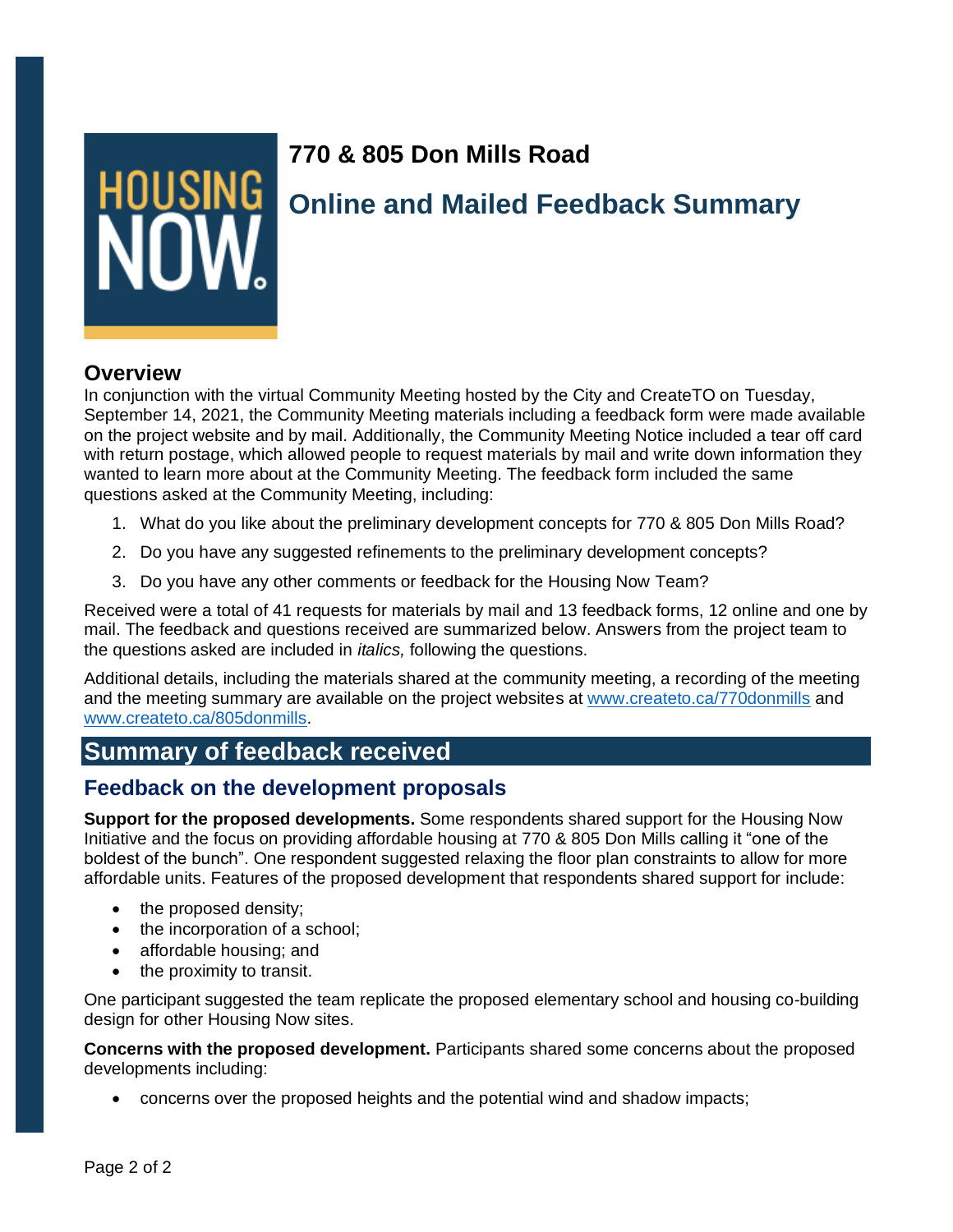# 770 & 805 Don Mills Road

## Online and Mailed Feedback Summary

### Overview

In conjunction with the virtual Community Meeting hosted by the City and CreateTO on Tuesday, September 14, 2021, the Community Meeting materials including a feedback form were made available on the project website and by mail. Additionally, the Community Meeting Notice included a tear off card with return postage, which allowed people to request materials by mail and write down information they wanted to learn more about at the Community Meeting. The feedback form included the same questions asked at the Community Meeting, including:

1. What do you like about the preliminary development concepts for 770 & 805 Don Mills Road?
2. Do you have any suggested refinements to the preliminary development concepts?
3. Do you have any other comments or feedback for the Housing Now Team?

Received were a total of 41 requests for materials by mail and 13 feedback forms, 12 online and one by mail. The feedback and questions received are summarized below. Answers from the project team to the questions asked are included in *italics,* following the questions.

Additional details, including the materials shared at the community meeting, a recording of the meeting and the meeting summary are available on the project websites at [www.createto.ca/770donmills](www.createto.ca/770donmills) and [www.createto.ca/805donmills](www.createto.ca/805donmills).

## Summary of feedback received

### Feedback on the development proposals

**Support for the proposed developments.** Some respondents shared support for the Housing Now Initiative and the focus on providing affordable housing at 770 & 805 Don Mills calling it "one of the boldest of the bunch". One respondent suggested relaxing the floor plan constraints to allow for more affordable units. Features of the proposed development that respondents shared support for include:

- the proposed density;
- the incorporation of a school;
- affordable housing; and
- the proximity to transit.

One participant suggested the team replicate the proposed elementary school and housing co-building design for other Housing Now sites.

**Concerns with the proposed development.** Participants shared some concerns about the proposed developments including:

- concerns over the proposed heights and the potential wind and shadow impacts;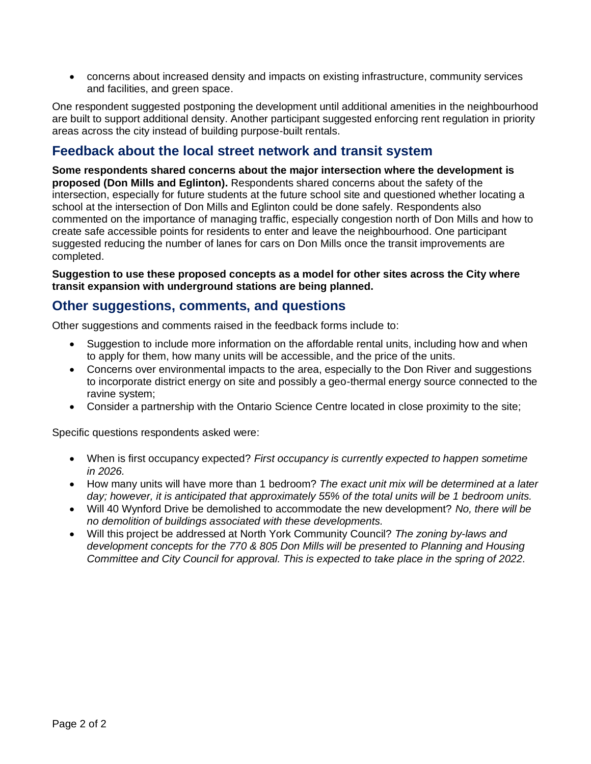- concerns about increased density and impacts on existing infrastructure, community services and facilities, and green space.

One respondent suggested postponing the development until additional amenities in the neighbourhood are built to support additional density. Another participant suggested enforcing rent regulation in priority areas across the city instead of building purpose-built rentals.

## Feedback about the local street network and transit system

**Some respondents shared concerns about the major intersection where the development is proposed (Don Mills and Eglinton).** Respondents shared concerns about the safety of the intersection, especially for future students at the future school site and questioned whether locating a school at the intersection of Don Mills and Eglinton could be done safely. Respondents also commented on the importance of managing traffic, especially congestion north of Don Mills and how to create safe accessible points for residents to enter and leave the neighbourhood. One participant suggested reducing the number of lanes for cars on Don Mills once the transit improvements are completed.

**Suggestion to use these proposed concepts as a model for other sites across the City where transit expansion with underground stations are being planned.**

## Other suggestions, comments, and questions

Other suggestions and comments raised in the feedback forms include to:

- Suggestion to include more information on the affordable rental units, including how and when to apply for them, how many units will be accessible, and the price of the units.
- Concerns over environmental impacts to the area, especially to the Don River and suggestions to incorporate district energy on site and possibly a geo-thermal energy source connected to the ravine system;
- Consider a partnership with the Ontario Science Centre located in close proximity to the site;

Specific questions respondents asked were:

- When is first occupancy expected? *First occupancy is currently expected to happen sometime in 2026.*
- How many units will have more than 1 bedroom? *The exact unit mix will be determined at a later day; however, it is anticipated that approximately 55% of the total units will be 1 bedroom units.*
- Will 40 Wynford Drive be demolished to accommodate the new development? *No, there will be no demolition of buildings associated with these developments.*
- Will this project be addressed at North York Community Council? *The zoning by-laws and development concepts for the 770 & 805 Don Mills will be presented to Planning and Housing Committee and City Council for approval. This is expected to take place in the spring of 2022.*